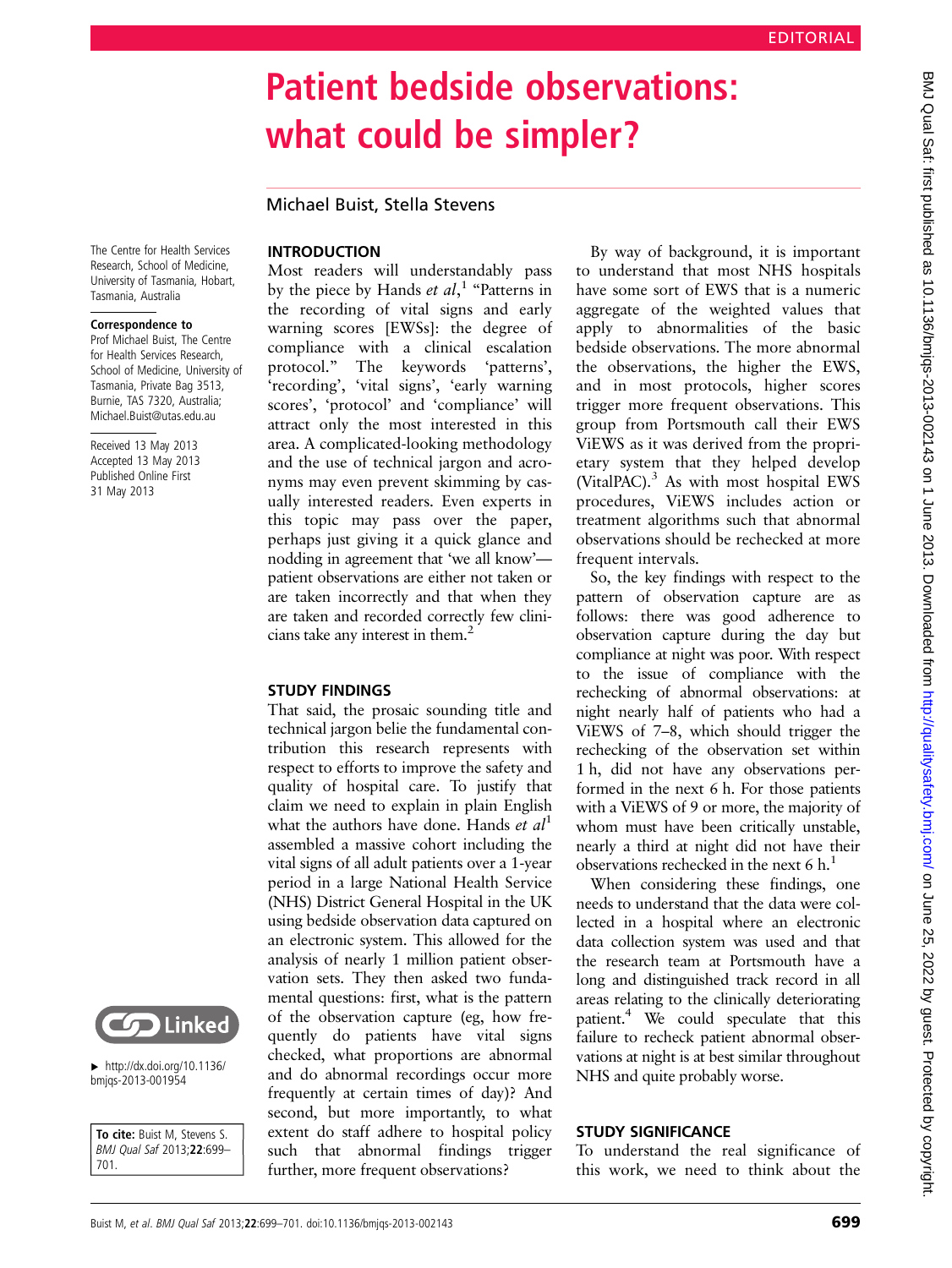# Patient bedside observations: what could be simpler?

Michael Buist, Stella Stevens

The Centre for Health Services Research, School of Medicine, University of Tasmania, Hobart, Tasmania, Australia

**Correspondence to**
Prof Michael Buist, The Centre for Health Services Research, School of Medicine, University of Tasmania, Private Bag 3513, Burnie, TAS 7320, Australia; Michael.Buist@utas.edu.au

Received 13 May 2013
Accepted 13 May 2013
Published Online First 31 May 2013

▸ http://dx.doi.org/10.1136/bmjqs-2013-001954

**To cite:** Buist M, Stevens S. *BMJ Qual Saf* 2013;**22**:699–701.

## INTRODUCTION

Most readers will understandably pass by the piece by Hands *et al*,[1] "Patterns in the recording of vital signs and early warning scores [EWSs]: the degree of compliance with a clinical escalation protocol." The keywords 'patterns', 'recording', 'vital signs', 'early warning scores', 'protocol' and 'compliance' will attract only the most interested in this area. A complicated-looking methodology and the use of technical jargon and acronyms may even prevent skimming by casually interested readers. Even experts in this topic may pass over the paper, perhaps just giving it a quick glance and nodding in agreement that 'we all know'—patient observations are either not taken or are taken incorrectly and that when they are taken and recorded correctly few clinicians take any interest in them.[2]

## STUDY FINDINGS

That said, the prosaic sounding title and technical jargon belie the fundamental contribution this research represents with respect to efforts to improve the safety and quality of hospital care. To justify that claim we need to explain in plain English what the authors have done. Hands *et al*[1] assembled a massive cohort including the vital signs of all adult patients over a 1-year period in a large National Health Service (NHS) District General Hospital in the UK using bedside observation data captured on an electronic system. This allowed for the analysis of nearly 1 million patient observation sets. They then asked two fundamental questions: first, what is the pattern of the observation capture (eg, how frequently do patients have vital signs checked, what proportions are abnormal and do abnormal recordings occur more frequently at certain times of day)? And second, but more importantly, to what extent do staff adhere to hospital policy such that abnormal findings trigger further, more frequent observations?

By way of background, it is important to understand that most NHS hospitals have some sort of EWS that is a numeric aggregate of the weighted values that apply to abnormalities of the basic bedside observations. The more abnormal the observations, the higher the EWS, and in most protocols, higher scores trigger more frequent observations. This group from Portsmouth call their EWS ViEWS as it was derived from the proprietary system that they helped develop (VitalPAC).[3] As with most hospital EWS procedures, ViEWS includes action or treatment algorithms such that abnormal observations should be rechecked at more frequent intervals.

So, the key findings with respect to the pattern of observation capture are as follows: there was good adherence to observation capture during the day but compliance at night was poor. With respect to the issue of compliance with the rechecking of abnormal observations: at night nearly half of patients who had a ViEWS of 7–8, which should trigger the rechecking of the observation set within 1 h, did not have any observations performed in the next 6 h. For those patients with a ViEWS of 9 or more, the majority of whom must have been critically unstable, nearly a third at night did not have their observations rechecked in the next 6 h.[1]

When considering these findings, one needs to understand that the data were collected in a hospital where an electronic data collection system was used and that the research team at Portsmouth have a long and distinguished track record in all areas relating to the clinically deteriorating patient.[4] We could speculate that this failure to recheck patient abnormal observations at night is at best similar throughout NHS and quite probably worse.

## STUDY SIGNIFICANCE

To understand the real significance of this work, we need to think about the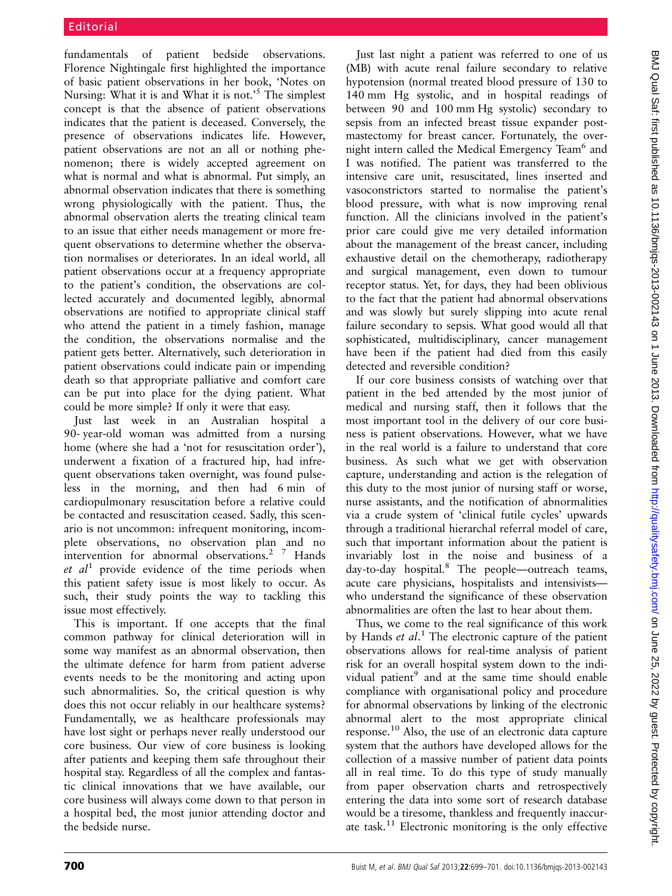fundamentals of patient bedside observations. Florence Nightingale first highlighted the importance of basic patient observations in her book, 'Notes on Nursing: What it is and What it is not.'[5] The simplest concept is that the absence of patient observations indicates that the patient is deceased. Conversely, the presence of observations indicates life. However, patient observations are not an all or nothing phenomenon; there is widely accepted agreement on what is normal and what is abnormal. Put simply, an abnormal observation indicates that there is something wrong physiologically with the patient. Thus, the abnormal observation alerts the treating clinical team to an issue that either needs management or more frequent observations to determine whether the observation normalises or deteriorates. In an ideal world, all patient observations occur at a frequency appropriate to the patient's condition, the observations are collected accurately and documented legibly, abnormal observations are notified to appropriate clinical staff who attend the patient in a timely fashion, manage the condition, the observations normalise and the patient gets better. Alternatively, such deterioration in patient observations could indicate pain or impending death so that appropriate palliative and comfort care can be put into place for the dying patient. What could be more simple? If only it were that easy.

Just last week in an Australian hospital a 90- year-old woman was admitted from a nursing home (where she had a 'not for resuscitation order'), underwent a fixation of a fractured hip, had infrequent observations taken overnight, was found pulseless in the morning, and then had 6 min of cardiopulmonary resuscitation before a relative could be contacted and resuscitation ceased. Sadly, this scenario is not uncommon: infrequent monitoring, incomplete observations, no observation plan and no intervention for abnormal observations.[2 7] Hands *et al*[1] provide evidence of the time periods when this patient safety issue is most likely to occur. As such, their study points the way to tackling this issue most effectively.

This is important. If one accepts that the final common pathway for clinical deterioration will in some way manifest as an abnormal observation, then the ultimate defence for harm from patient adverse events needs to be the monitoring and acting upon such abnormalities. So, the critical question is why does this not occur reliably in our healthcare systems? Fundamentally, we as healthcare professionals may have lost sight or perhaps never really understood our core business. Our view of core business is looking after patients and keeping them safe throughout their hospital stay. Regardless of all the complex and fantastic clinical innovations that we have available, our core business will always come down to that person in a hospital bed, the most junior attending doctor and the bedside nurse.

Just last night a patient was referred to one of us (MB) with acute renal failure secondary to relative hypotension (normal treated blood pressure of 130 to 140 mm Hg systolic, and in hospital readings of between 90 and 100 mm Hg systolic) secondary to sepsis from an infected breast tissue expander post-mastectomy for breast cancer. Fortunately, the overnight intern called the Medical Emergency Team[6] and I was notified. The patient was transferred to the intensive care unit, resuscitated, lines inserted and vasoconstrictors started to normalise the patient's blood pressure, with what is now improving renal function. All the clinicians involved in the patient's prior care could give me very detailed information about the management of the breast cancer, including exhaustive detail on the chemotherapy, radiotherapy and surgical management, even down to tumour receptor status. Yet, for days, they had been oblivious to the fact that the patient had abnormal observations and was slowly but surely slipping into acute renal failure secondary to sepsis. What good would all that sophisticated, multidisciplinary, cancer management have been if the patient had died from this easily detected and reversible condition?

If our core business consists of watching over that patient in the bed attended by the most junior of medical and nursing staff, then it follows that the most important tool in the delivery of our core business is patient observations. However, what we have in the real world is a failure to understand that core business. As such what we get with observation capture, understanding and action is the relegation of this duty to the most junior of nursing staff or worse, nurse assistants, and the notification of abnormalities via a crude system of 'clinical futile cycles' upwards through a traditional hierarchal referral model of care, such that important information about the patient is invariably lost in the noise and business of a day-to-day hospital.[8] The people—outreach teams, acute care physicians, hospitalists and intensivists—who understand the significance of these observation abnormalities are often the last to hear about them.

Thus, we come to the real significance of this work by Hands *et al*.[1] The electronic capture of the patient observations allows for real-time analysis of patient risk for an overall hospital system down to the individual patient[9] and at the same time should enable compliance with organisational policy and procedure for abnormal observations by linking of the electronic abnormal alert to the most appropriate clinical response.[10] Also, the use of an electronic data capture system that the authors have developed allows for the collection of a massive number of patient data points all in real time. To do this type of study manually from paper observation charts and retrospectively entering the data into some sort of research database would be a tiresome, thankless and frequently inaccurate task.[11] Electronic monitoring is the only effective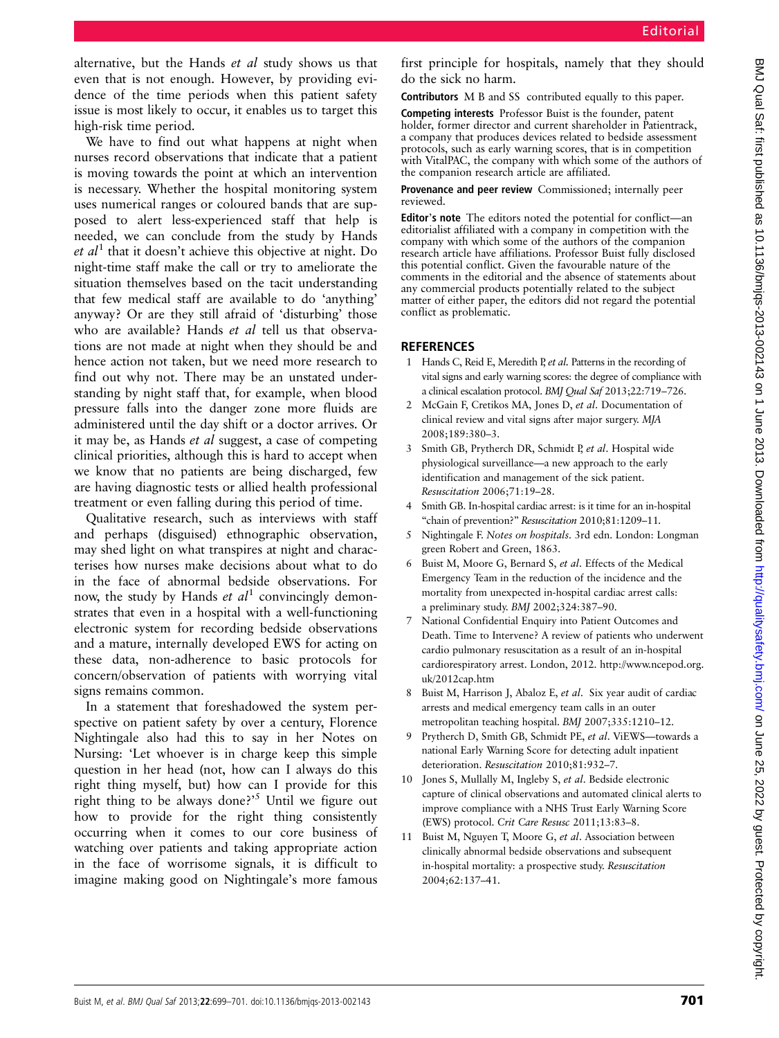alternative, but the Hands *et al* study shows us that even that is not enough. However, by providing evidence of the time periods when this patient safety issue is most likely to occur, it enables us to target this high-risk time period.

We have to find out what happens at night when nurses record observations that indicate that a patient is moving towards the point at which an intervention is necessary. Whether the hospital monitoring system uses numerical ranges or coloured bands that are supposed to alert less-experienced staff that help is needed, we can conclude from the study by Hands *et al*[1] that it doesn't achieve this objective at night. Do night-time staff make the call or try to ameliorate the situation themselves based on the tacit understanding that few medical staff are available to do 'anything' anyway? Or are they still afraid of 'disturbing' those who are available? Hands *et al* tell us that observations are not made at night when they should be and hence action not taken, but we need more research to find out why not. There may be an unstated understanding by night staff that, for example, when blood pressure falls into the danger zone more fluids are administered until the day shift or a doctor arrives. Or it may be, as Hands *et al* suggest, a case of competing clinical priorities, although this is hard to accept when we know that no patients are being discharged, few are having diagnostic tests or allied health professional treatment or even falling during this period of time.

Qualitative research, such as interviews with staff and perhaps (disguised) ethnographic observation, may shed light on what transpires at night and characterises how nurses make decisions about what to do in the face of abnormal bedside observations. For now, the study by Hands *et al*[1] convincingly demonstrates that even in a hospital with a well-functioning electronic system for recording bedside observations and a mature, internally developed EWS for acting on these data, non-adherence to basic protocols for concern/observation of patients with worrying vital signs remains common.

In a statement that foreshadowed the system perspective on patient safety by over a century, Florence Nightingale also had this to say in her Notes on Nursing: 'Let whoever is in charge keep this simple question in her head (not, how can I always do this right thing myself, but) how can I provide for this right thing to be always done?'[5] Until we figure out how to provide for the right thing consistently occurring when it comes to our core business of watching over patients and taking appropriate action in the face of worrisome signals, it is difficult to imagine making good on Nightingale's more famous first principle for hospitals, namely that they should do the sick no harm.

**Contributors** M B and SS contributed equally to this paper.

**Competing interests** Professor Buist is the founder, patent holder, former director and current shareholder in Patientrack, a company that produces devices related to bedside assessment protocols, such as early warning scores, that is in competition with VitalPAC, the company with which some of the authors of the companion research article are affiliated.

**Provenance and peer review** Commissioned; internally peer reviewed.

**Editor's note** The editors noted the potential for conflict—an editorialist affiliated with a company in competition with the company with which some of the authors of the companion research article have affiliations. Professor Buist fully disclosed this potential conflict. Given the favourable nature of the comments in the editorial and the absence of statements about any commercial products potentially related to the subject matter of either paper, the editors did not regard the potential conflict as problematic.

## REFERENCES

1. Hands C, Reid E, Meredith P, *et al*. Patterns in the recording of vital signs and early warning scores: the degree of compliance with a clinical escalation protocol. *BMJ Qual Saf* 2013;22:719–726.
2. McGain F, Cretikos MA, Jones D, *et al*. Documentation of clinical review and vital signs after major surgery. *MJA* 2008;189:380–3.
3. Smith GB, Prytherch DR, Schmidt P, *et al*. Hospital wide physiological surveillance—a new approach to the early identification and management of the sick patient. *Resuscitation* 2006;71:19–28.
4. Smith GB. In-hospital cardiac arrest: is it time for an in-hospital "chain of prevention?" *Resuscitation* 2010;81:1209–11.
5. Nightingale F. *Notes on hospitals*. 3rd edn. London: Longman green Robert and Green, 1863.
6. Buist M, Moore G, Bernard S, *et al*. Effects of the Medical Emergency Team in the reduction of the incidence and the mortality from unexpected in-hospital cardiac arrest calls: a preliminary study. *BMJ* 2002;324:387–90.
7. National Confidential Enquiry into Patient Outcomes and Death. Time to Intervene? A review of patients who underwent cardio pulmonary resuscitation as a result of an in-hospital cardiorespiratory arrest. London, 2012. http://www.ncepod.org.uk/2012cap.htm
8. Buist M, Harrison J, Abaloz E, *et al*. Six year audit of cardiac arrests and medical emergency team calls in an outer metropolitan teaching hospital. *BMJ* 2007;335:1210–12.
9. Prytherch D, Smith GB, Schmidt PE, *et al*. ViEWS—towards a national Early Warning Score for detecting adult inpatient deterioration. *Resuscitation* 2010;81:932–7.
10. Jones S, Mullally M, Ingleby S, *et al*. Bedside electronic capture of clinical observations and automated clinical alerts to improve compliance with a NHS Trust Early Warning Score (EWS) protocol. *Crit Care Resusc* 2011;13:83–8.
11. Buist M, Nguyen T, Moore G, *et al*. Association between clinically abnormal bedside observations and subsequent in-hospital mortality: a prospective study. *Resuscitation* 2004;62:137–41.